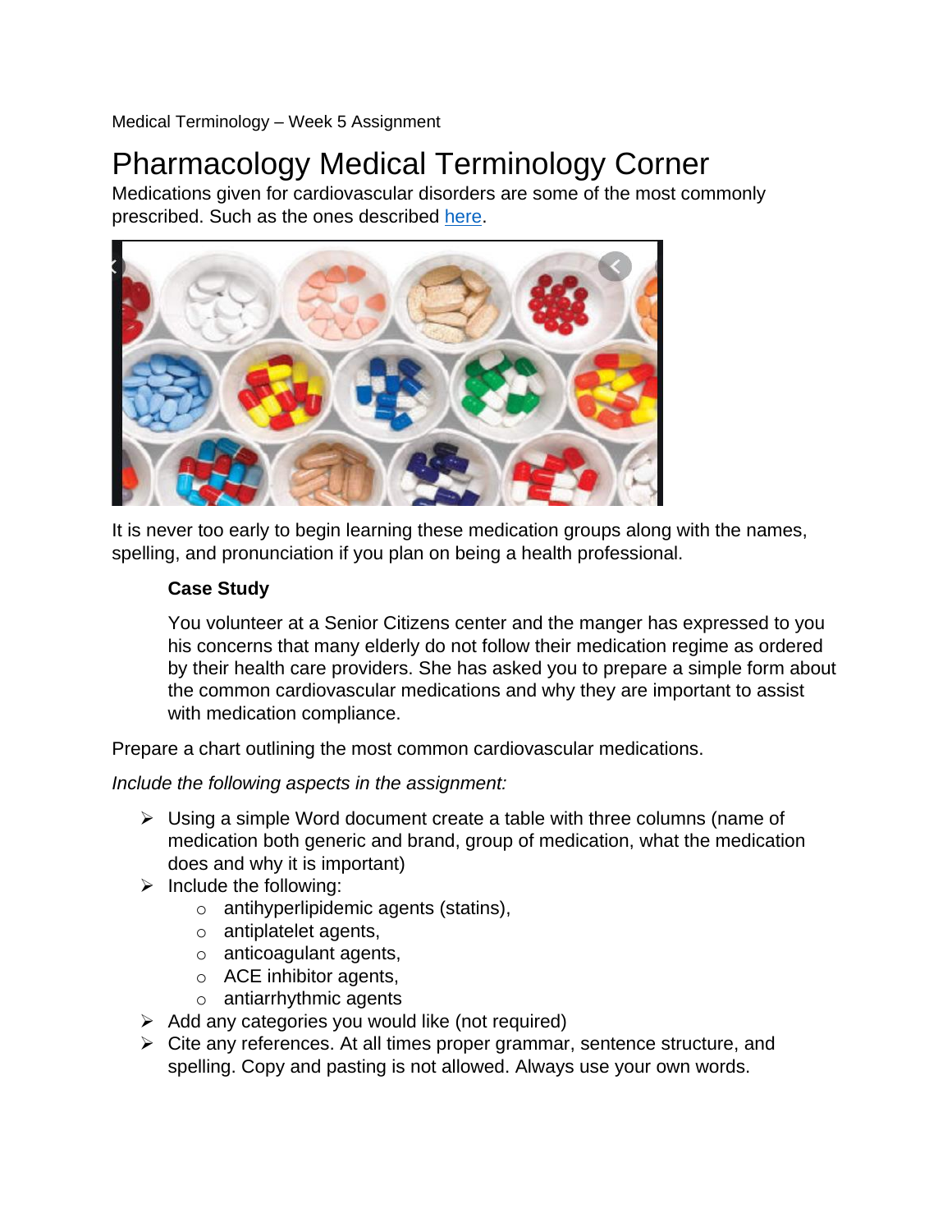Medical Terminology – Week 5 Assignment

# Pharmacology Medical Terminology Corner

Medications given for cardiovascular disorders are some of the most commonly prescribed. Such as the ones described here.

It is never too early to begin learning these medication groups along with the names, spelling, and pronunciation if you plan on being a health professional.

> **Case Study**
>
> You volunteer at a Senior Citizens center and the manger has expressed to you his concerns that many elderly do not follow their medication regime as ordered by their health care providers. She has asked you to prepare a simple form about the common cardiovascular medications and why they are important to assist with medication compliance.

Prepare a chart outlining the most common cardiovascular medications.

*Include the following aspects in the assignment:*

- Using a simple Word document create a table with three columns (name of medication both generic and brand, group of medication, what the medication does and why it is important)
- Include the following:
  - antihyperlipidemic agents (statins),
  - antiplatelet agents,
  - anticoagulant agents,
  - ACE inhibitor agents,
  - antiarrhythmic agents
- Add any categories you would like (not required)
- Cite any references. At all times proper grammar, sentence structure, and spelling. Copy and pasting is not allowed. Always use your own words.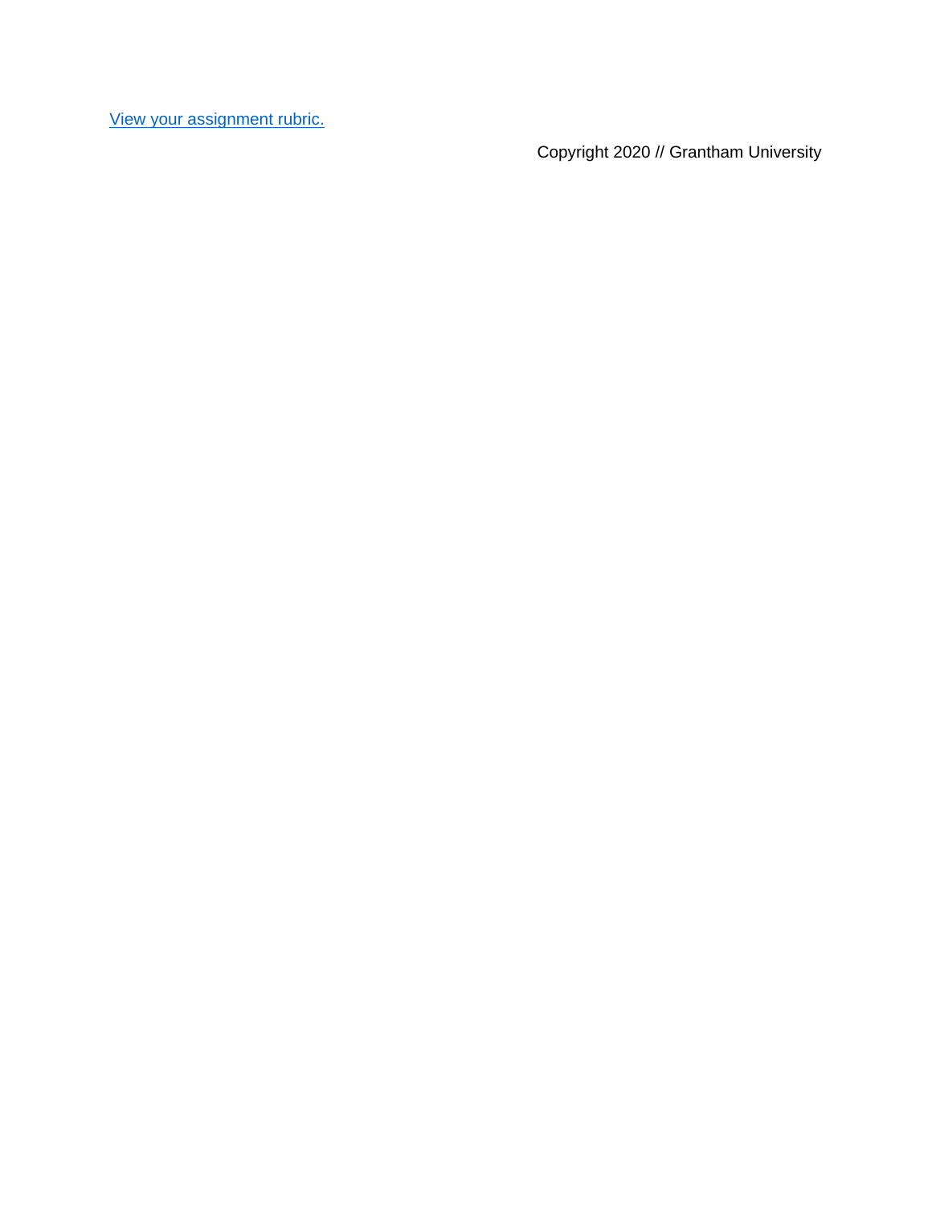[View your assignment rubric.]()

Copyright 2020 // Grantham University